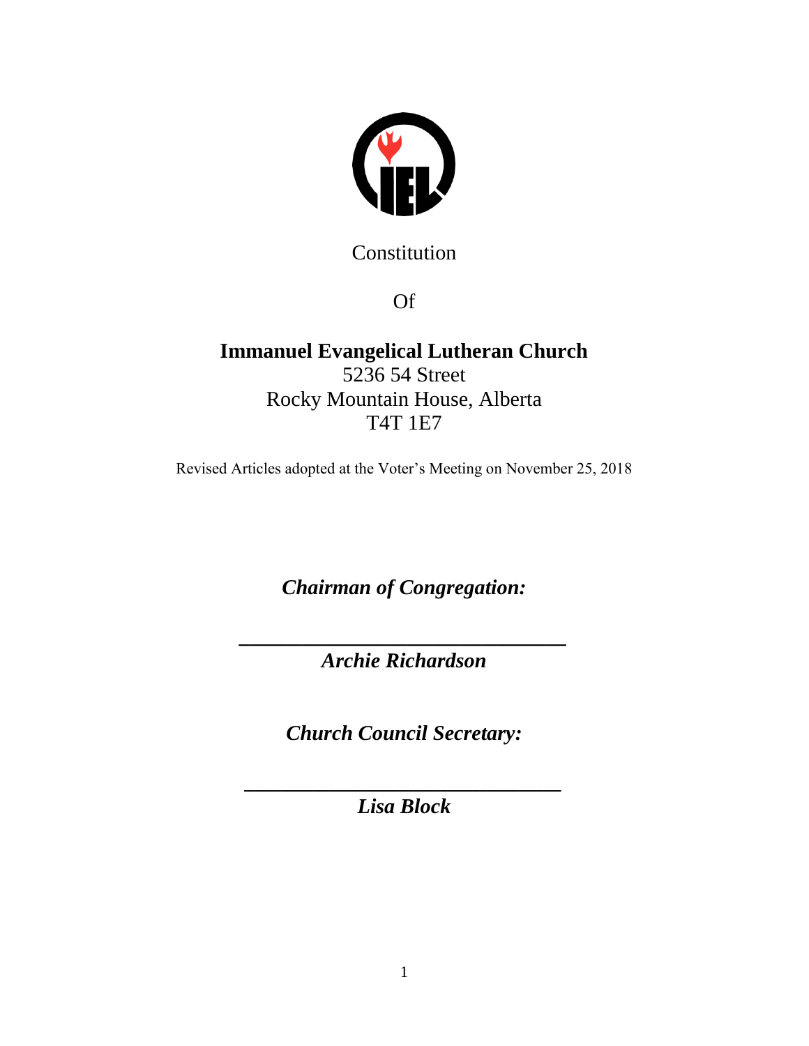Constitution

Of

# Immanuel Evangelical Lutheran Church

5236 54 Street
Rocky Mountain House, Alberta
T4T 1E7

Revised Articles adopted at the Voter's Meeting on November 25, 2018

***Chairman of Congregation:***

\_\_\_\_\_\_\_\_\_\_\_\_\_\_\_\_\_\_\_\_\_\_\_\_\_\_\_\_\_\_\_\_

***Archie Richardson***

***Church Council Secretary:***

\_\_\_\_\_\_\_\_\_\_\_\_\_\_\_\_\_\_\_\_\_\_\_\_\_\_\_\_\_\_\_\_

***Lisa Block***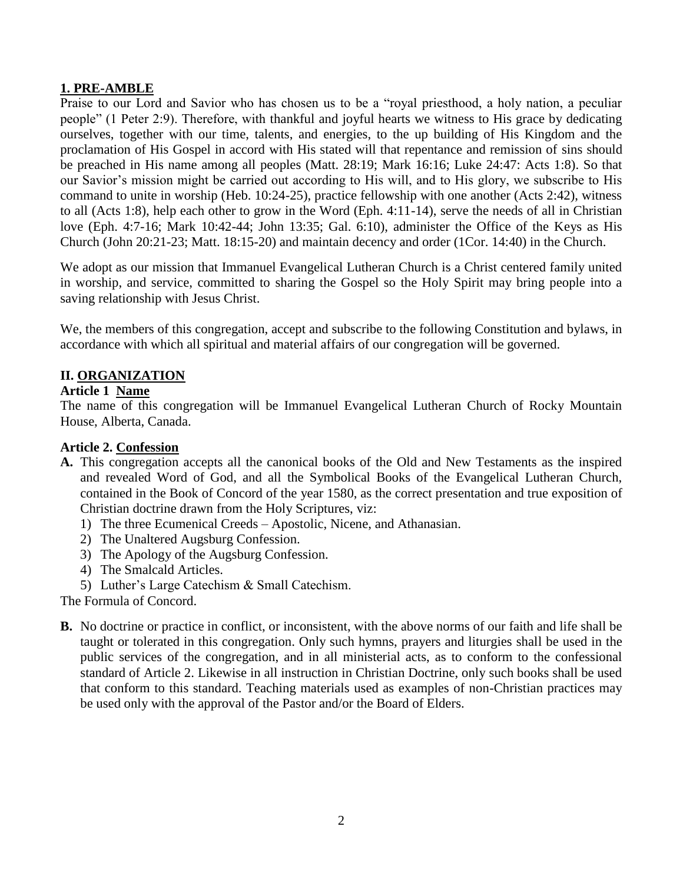## 1. PRE-AMBLE

Praise to our Lord and Savior who has chosen us to be a "royal priesthood, a holy nation, a peculiar people" (1 Peter 2:9). Therefore, with thankful and joyful hearts we witness to His grace by dedicating ourselves, together with our time, talents, and energies, to the up building of His Kingdom and the proclamation of His Gospel in accord with His stated will that repentance and remission of sins should be preached in His name among all peoples (Matt. 28:19; Mark 16:16; Luke 24:47: Acts 1:8). So that our Savior's mission might be carried out according to His will, and to His glory, we subscribe to His command to unite in worship (Heb. 10:24-25), practice fellowship with one another (Acts 2:42), witness to all (Acts 1:8), help each other to grow in the Word (Eph. 4:11-14), serve the needs of all in Christian love (Eph. 4:7-16; Mark 10:42-44; John 13:35; Gal. 6:10), administer the Office of the Keys as His Church (John 20:21-23; Matt. 18:15-20) and maintain decency and order (1Cor. 14:40) in the Church.

We adopt as our mission that Immanuel Evangelical Lutheran Church is a Christ centered family united in worship, and service, committed to sharing the Gospel so the Holy Spirit may bring people into a saving relationship with Jesus Christ.

We, the members of this congregation, accept and subscribe to the following Constitution and bylaws, in accordance with which all spiritual and material affairs of our congregation will be governed.

## II. ORGANIZATION

### Article 1 Name

The name of this congregation will be Immanuel Evangelical Lutheran Church of Rocky Mountain House, Alberta, Canada.

### Article 2. Confession

**A.** This congregation accepts all the canonical books of the Old and New Testaments as the inspired and revealed Word of God, and all the Symbolical Books of the Evangelical Lutheran Church, contained in the Book of Concord of the year 1580, as the correct presentation and true exposition of Christian doctrine drawn from the Holy Scriptures, viz:

1) The three Ecumenical Creeds – Apostolic, Nicene, and Athanasian.
2) The Unaltered Augsburg Confession.
3) The Apology of the Augsburg Confession.
4) The Smalcald Articles.
5) Luther's Large Catechism & Small Catechism.

The Formula of Concord.

**B.** No doctrine or practice in conflict, or inconsistent, with the above norms of our faith and life shall be taught or tolerated in this congregation. Only such hymns, prayers and liturgies shall be used in the public services of the congregation, and in all ministerial acts, as to conform to the confessional standard of Article 2. Likewise in all instruction in Christian Doctrine, only such books shall be used that conform to this standard. Teaching materials used as examples of non-Christian practices may be used only with the approval of the Pastor and/or the Board of Elders.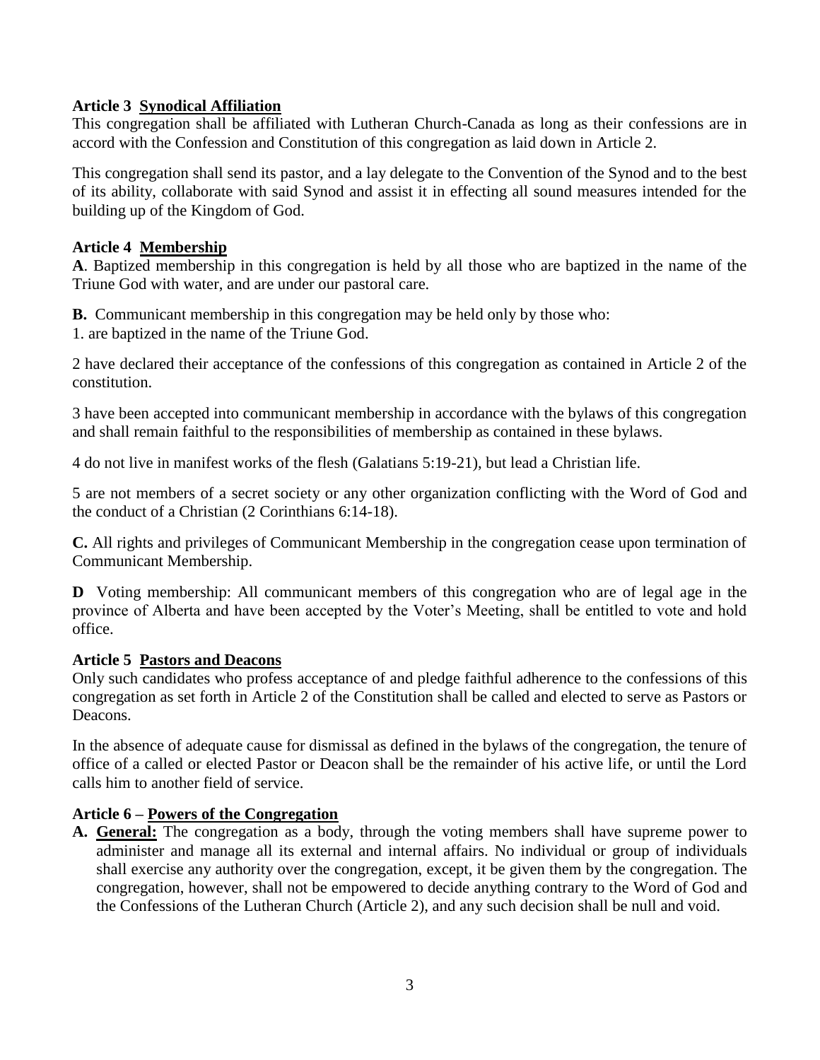**Article 3 Synodical Affiliation**

This congregation shall be affiliated with Lutheran Church-Canada as long as their confessions are in accord with the Confession and Constitution of this congregation as laid down in Article 2.

This congregation shall send its pastor, and a lay delegate to the Convention of the Synod and to the best of its ability, collaborate with said Synod and assist it in effecting all sound measures intended for the building up of the Kingdom of God.

**Article 4 Membership**

**A**. Baptized membership in this congregation is held by all those who are baptized in the name of the Triune God with water, and are under our pastoral care.

**B.** Communicant membership in this congregation may be held only by those who:

1. are baptized in the name of the Triune God.

2 have declared their acceptance of the confessions of this congregation as contained in Article 2 of the constitution.

3 have been accepted into communicant membership in accordance with the bylaws of this congregation and shall remain faithful to the responsibilities of membership as contained in these bylaws.

4 do not live in manifest works of the flesh (Galatians 5:19-21), but lead a Christian life.

5 are not members of a secret society or any other organization conflicting with the Word of God and the conduct of a Christian (2 Corinthians 6:14-18).

**C.** All rights and privileges of Communicant Membership in the congregation cease upon termination of Communicant Membership.

**D** Voting membership: All communicant members of this congregation who are of legal age in the province of Alberta and have been accepted by the Voter's Meeting, shall be entitled to vote and hold office.

**Article 5 Pastors and Deacons**

Only such candidates who profess acceptance of and pledge faithful adherence to the confessions of this congregation as set forth in Article 2 of the Constitution shall be called and elected to serve as Pastors or Deacons.

In the absence of adequate cause for dismissal as defined in the bylaws of the congregation, the tenure of office of a called or elected Pastor or Deacon shall be the remainder of his active life, or until the Lord calls him to another field of service.

**Article 6 – Powers of the Congregation**

**A. General:** The congregation as a body, through the voting members shall have supreme power to administer and manage all its external and internal affairs. No individual or group of individuals shall exercise any authority over the congregation, except, it be given them by the congregation. The congregation, however, shall not be empowered to decide anything contrary to the Word of God and the Confessions of the Lutheran Church (Article 2), and any such decision shall be null and void.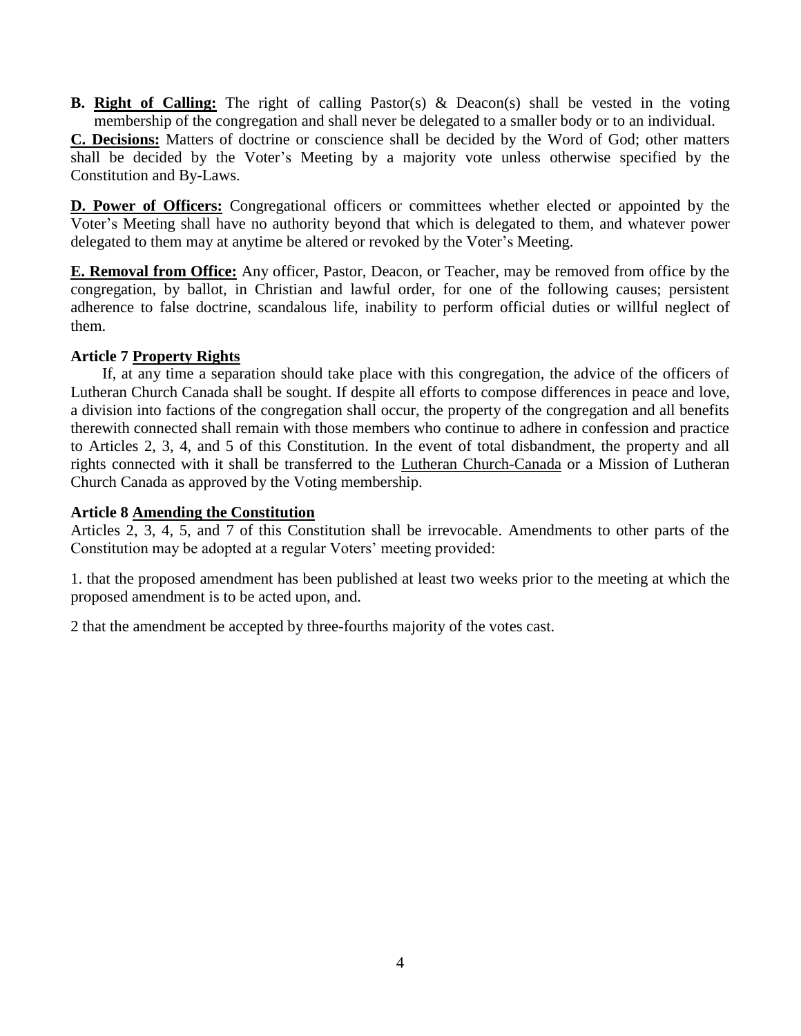**B. <u>Right of Calling:</u>** The right of calling Pastor(s) & Deacon(s) shall be vested in the voting membership of the congregation and shall never be delegated to a smaller body or to an individual.

**<u>C. Decisions:</u>** Matters of doctrine or conscience shall be decided by the Word of God; other matters shall be decided by the Voter's Meeting by a majority vote unless otherwise specified by the Constitution and By-Laws.

**<u>D. Power of Officers:</u>** Congregational officers or committees whether elected or appointed by the Voter's Meeting shall have no authority beyond that which is delegated to them, and whatever power delegated to them may at anytime be altered or revoked by the Voter's Meeting.

**<u>E. Removal from Office:</u>** Any officer, Pastor, Deacon, or Teacher, may be removed from office by the congregation, by ballot, in Christian and lawful order, for one of the following causes; persistent adherence to false doctrine, scandalous life, inability to perform official duties or willful neglect of them.

**Article 7 <u>Property Rights</u>**

If, at any time a separation should take place with this congregation, the advice of the officers of Lutheran Church Canada shall be sought. If despite all efforts to compose differences in peace and love, a division into factions of the congregation shall occur, the property of the congregation and all benefits therewith connected shall remain with those members who continue to adhere in confession and practice to Articles 2, 3, 4, and 5 of this Constitution. In the event of total disbandment, the property and all rights connected with it shall be transferred to the <u>Lutheran Church-Canada</u> or a Mission of Lutheran Church Canada as approved by the Voting membership.

**Article 8 <u>Amending the Constitution</u>**

Articles 2, 3, 4, 5, and 7 of this Constitution shall be irrevocable. Amendments to other parts of the Constitution may be adopted at a regular Voters' meeting provided:

1. that the proposed amendment has been published at least two weeks prior to the meeting at which the proposed amendment is to be acted upon, and.

2 that the amendment be accepted by three-fourths majority of the votes cast.